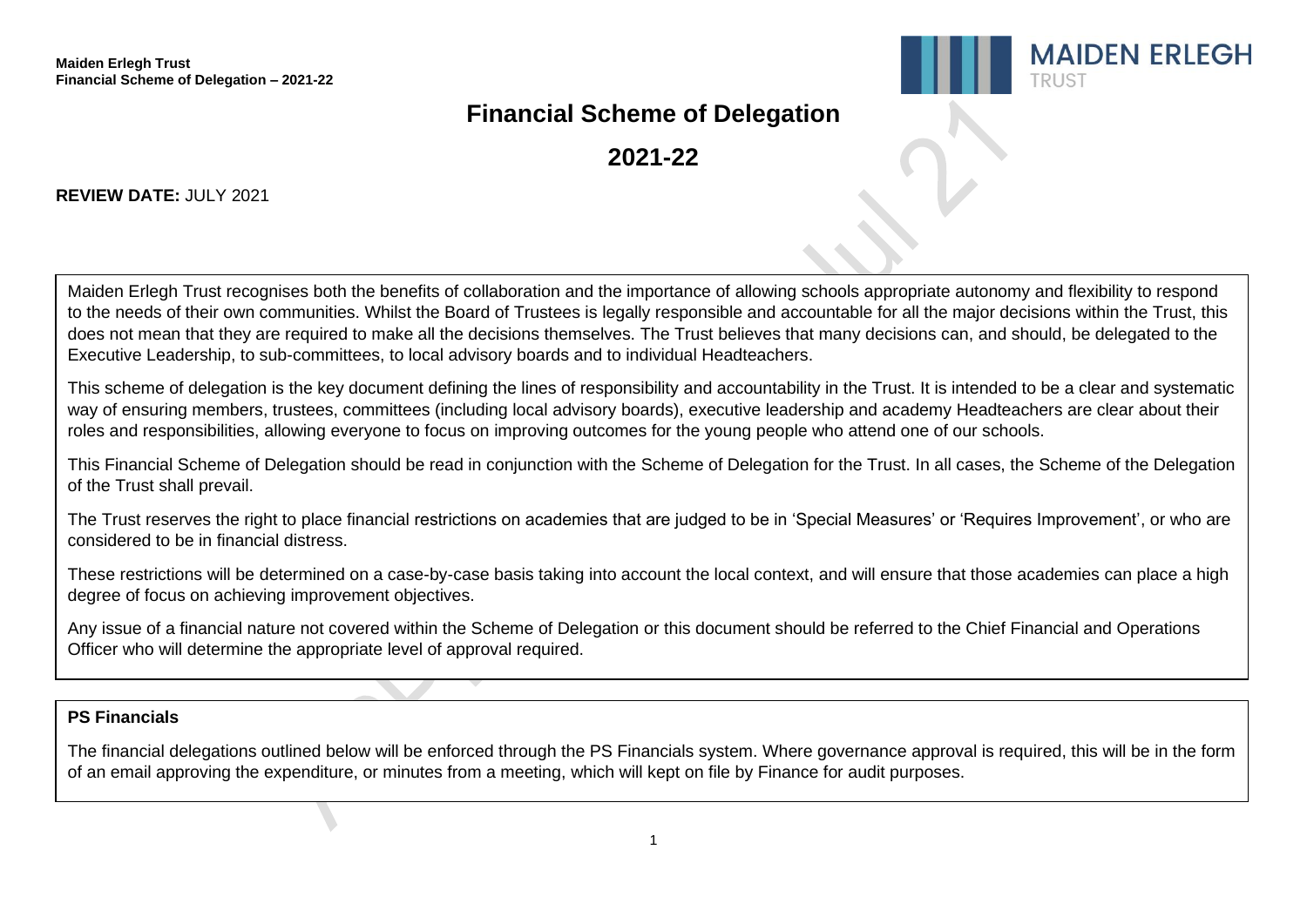**Maiden Erlegh Trust**
**Financial Scheme of Delegation – 2021-22**

# Financial Scheme of Delegation

## 2021-22

**REVIEW DATE:** JULY 2021

Maiden Erlegh Trust recognises both the benefits of collaboration and the importance of allowing schools appropriate autonomy and flexibility to respond to the needs of their own communities. Whilst the Board of Trustees is legally responsible and accountable for all the major decisions within the Trust, this does not mean that they are required to make all the decisions themselves. The Trust believes that many decisions can, and should, be delegated to the Executive Leadership, to sub-committees, to local advisory boards and to individual Headteachers.

This scheme of delegation is the key document defining the lines of responsibility and accountability in the Trust. It is intended to be a clear and systematic way of ensuring members, trustees, committees (including local advisory boards), executive leadership and academy Headteachers are clear about their roles and responsibilities, allowing everyone to focus on improving outcomes for the young people who attend one of our schools.

This Financial Scheme of Delegation should be read in conjunction with the Scheme of Delegation for the Trust. In all cases, the Scheme of the Delegation of the Trust shall prevail.

The Trust reserves the right to place financial restrictions on academies that are judged to be in 'Special Measures' or 'Requires Improvement', or who are considered to be in financial distress.

These restrictions will be determined on a case-by-case basis taking into account the local context, and will ensure that those academies can place a high degree of focus on achieving improvement objectives.

Any issue of a financial nature not covered within the Scheme of Delegation or this document should be referred to the Chief Financial and Operations Officer who will determine the appropriate level of approval required.

**PS Financials**

The financial delegations outlined below will be enforced through the PS Financials system. Where governance approval is required, this will be in the form of an email approving the expenditure, or minutes from a meeting, which will kept on file by Finance for audit purposes.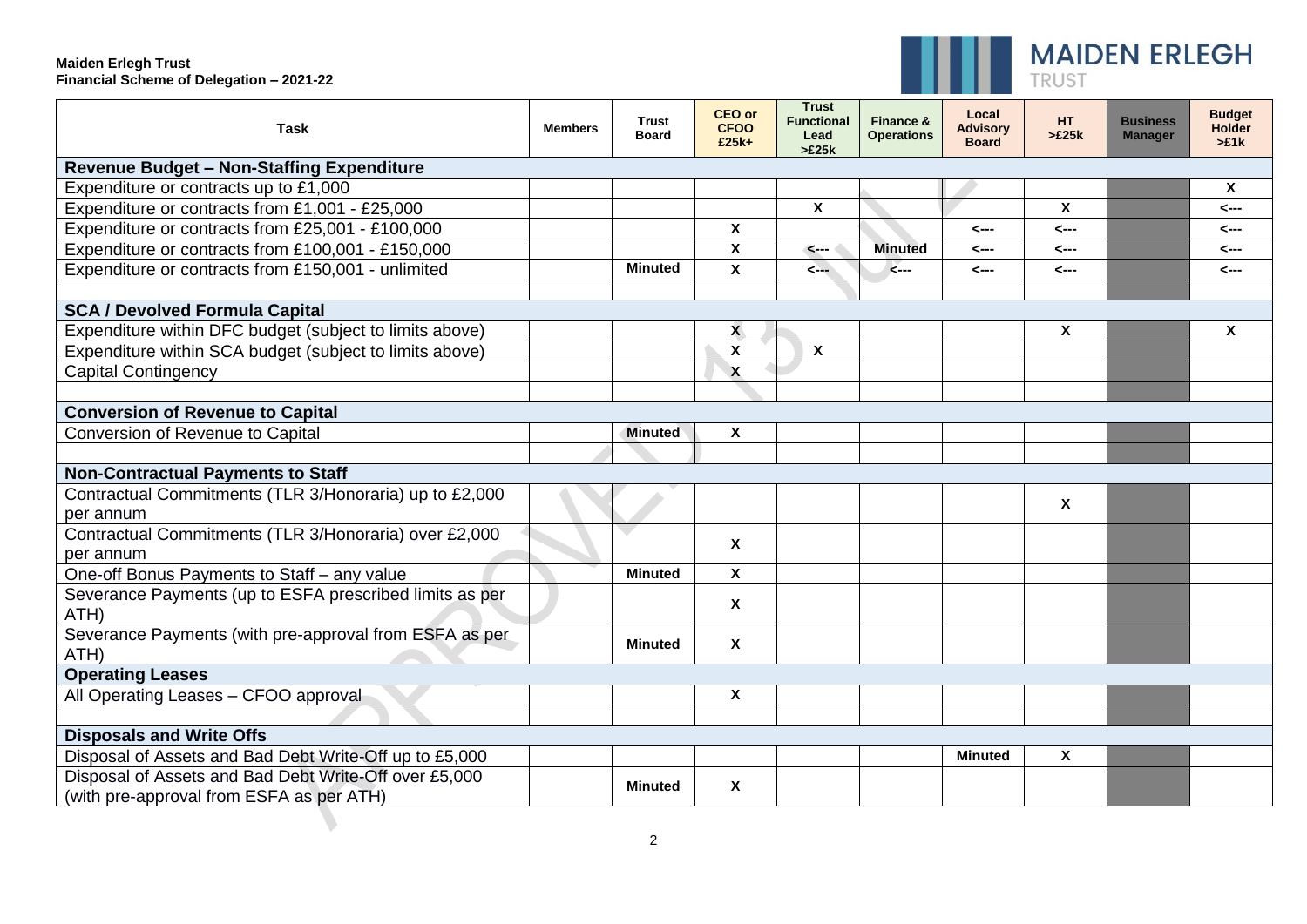**Maiden Erlegh Trust**
**Financial Scheme of Delegation – 2021-22**

| Task | Members | Trust Board | CEO or CFOO £25k+ | Trust Functional Lead >£25k | Finance & Operations | Local Advisory Board | HT >£25k | Business Manager | Budget Holder >£1k |
|---|---|---|---|---|---|---|---|---|---|
| **Revenue Budget – Non-Staffing Expenditure** | | | | | | | | | |
| Expenditure or contracts up to £1,000 | | | | | | | | | X |
| Expenditure or contracts from £1,001 - £25,000 | | | | X | | | X | | <--- |
| Expenditure or contracts from £25,001 - £100,000 | | | X | | | <--- | <--- | | <--- |
| Expenditure or contracts from £100,001 - £150,000 | | | X | <--- | Minuted | <--- | <--- | | <--- |
| Expenditure or contracts from £150,001 - unlimited | | Minuted | X | <--- | <--- | <--- | <--- | | <--- |
| | | | | | | | | | |
| **SCA / Devolved Formula Capital** | | | | | | | | | |
| Expenditure within DFC budget (subject to limits above) | | | X | | | | X | | X |
| Expenditure within SCA budget (subject to limits above) | | | X | X | | | | | |
| Capital Contingency | | | X | | | | | | |
| | | | | | | | | | |
| **Conversion of Revenue to Capital** | | | | | | | | | |
| Conversion of Revenue to Capital | | Minuted | X | | | | | | |
| | | | | | | | | | |
| **Non-Contractual Payments to Staff** | | | | | | | | | |
| Contractual Commitments (TLR 3/Honoraria) up to £2,000 per annum | | | | | | | X | | |
| Contractual Commitments (TLR 3/Honoraria) over £2,000 per annum | | | X | | | | | | |
| One-off Bonus Payments to Staff – any value | | Minuted | X | | | | | | |
| Severance Payments (up to ESFA prescribed limits as per ATH) | | | X | | | | | | |
| Severance Payments (with pre-approval from ESFA as per ATH) | | Minuted | X | | | | | | |
| **Operating Leases** | | | | | | | | | |
| All Operating Leases – CFOO approval | | | X | | | | | | |
| | | | | | | | | | |
| **Disposals and Write Offs** | | | | | | | | | |
| Disposal of Assets and Bad Debt Write-Off up to £5,000 | | | | | | Minuted | X | | |
| Disposal of Assets and Bad Debt Write-Off over £5,000 (with pre-approval from ESFA as per ATH) | | Minuted | X | | | | | | |